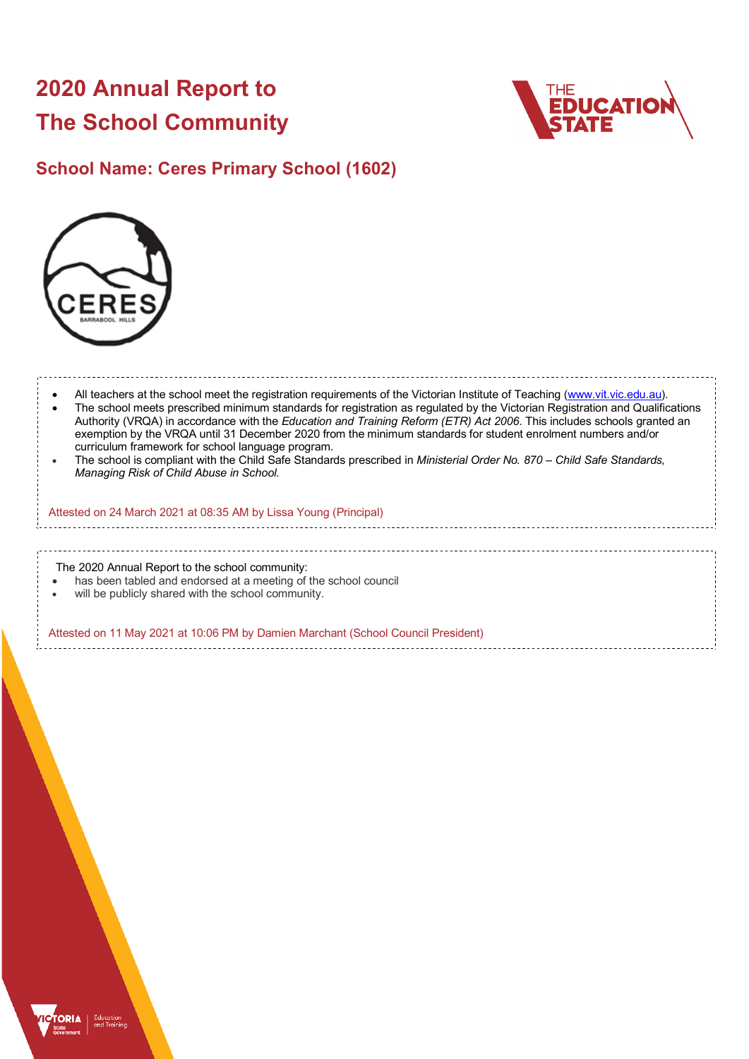# 2020 Annual Report to The School Community

## School Name: Ceres Primary School (1602)

- All teachers at the school meet the registration requirements of the Victorian Institute of Teaching (www.vit.vic.edu.au).
- The school meets prescribed minimum standards for registration as regulated by the Victorian Registration and Qualifications Authority (VRQA) in accordance with the *Education and Training Reform (ETR) Act 2006*. This includes schools granted an exemption by the VRQA until 31 December 2020 from the minimum standards for student enrolment numbers and/or curriculum framework for school language program.
- The school is compliant with the Child Safe Standards prescribed in *Ministerial Order No. 870 – Child Safe Standards, Managing Risk of Child Abuse in School.*

Attested on 24 March 2021 at 08:35 AM by Lissa Young (Principal)

The 2020 Annual Report to the school community:

- has been tabled and endorsed at a meeting of the school council
- will be publicly shared with the school community.

Attested on 11 May 2021 at 10:06 PM by Damien Marchant (School Council President)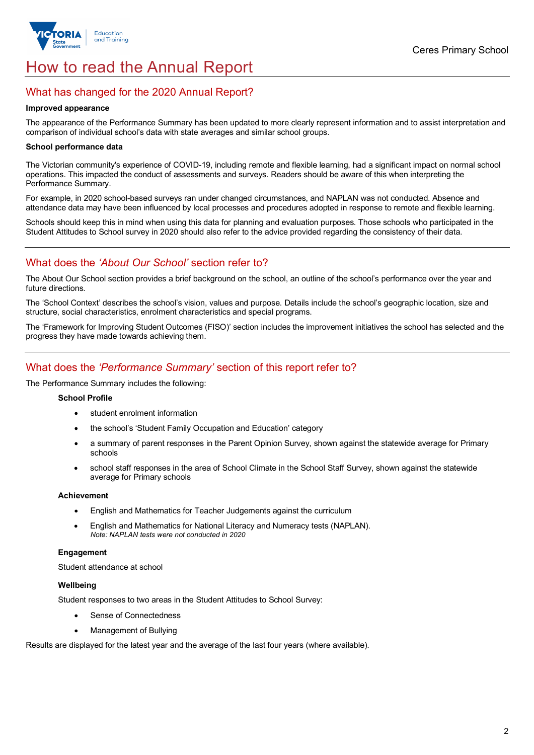# How to read the Annual Report

## What has changed for the 2020 Annual Report?

**Improved appearance**

The appearance of the Performance Summary has been updated to more clearly represent information and to assist interpretation and comparison of individual school's data with state averages and similar school groups.

**School performance data**

The Victorian community's experience of COVID-19, including remote and flexible learning, had a significant impact on normal school operations. This impacted the conduct of assessments and surveys. Readers should be aware of this when interpreting the Performance Summary.

For example, in 2020 school-based surveys ran under changed circumstances, and NAPLAN was not conducted. Absence and attendance data may have been influenced by local processes and procedures adopted in response to remote and flexible learning.

Schools should keep this in mind when using this data for planning and evaluation purposes. Those schools who participated in the Student Attitudes to School survey in 2020 should also refer to the advice provided regarding the consistency of their data.

## What does the *'About Our School'* section refer to?

The About Our School section provides a brief background on the school, an outline of the school's performance over the year and future directions.

The 'School Context' describes the school's vision, values and purpose. Details include the school's geographic location, size and structure, social characteristics, enrolment characteristics and special programs.

The 'Framework for Improving Student Outcomes (FISO)' section includes the improvement initiatives the school has selected and the progress they have made towards achieving them.

## What does the *'Performance Summary'* section of this report refer to?

The Performance Summary includes the following:

**School Profile**

- student enrolment information
- the school's 'Student Family Occupation and Education' category
- a summary of parent responses in the Parent Opinion Survey, shown against the statewide average for Primary schools
- school staff responses in the area of School Climate in the School Staff Survey, shown against the statewide average for Primary schools

**Achievement**

- English and Mathematics for Teacher Judgements against the curriculum
- English and Mathematics for National Literacy and Numeracy tests (NAPLAN).
  *Note: NAPLAN tests were not conducted in 2020*

**Engagement**

Student attendance at school

**Wellbeing**

Student responses to two areas in the Student Attitudes to School Survey:

- Sense of Connectedness
- Management of Bullying

Results are displayed for the latest year and the average of the last four years (where available).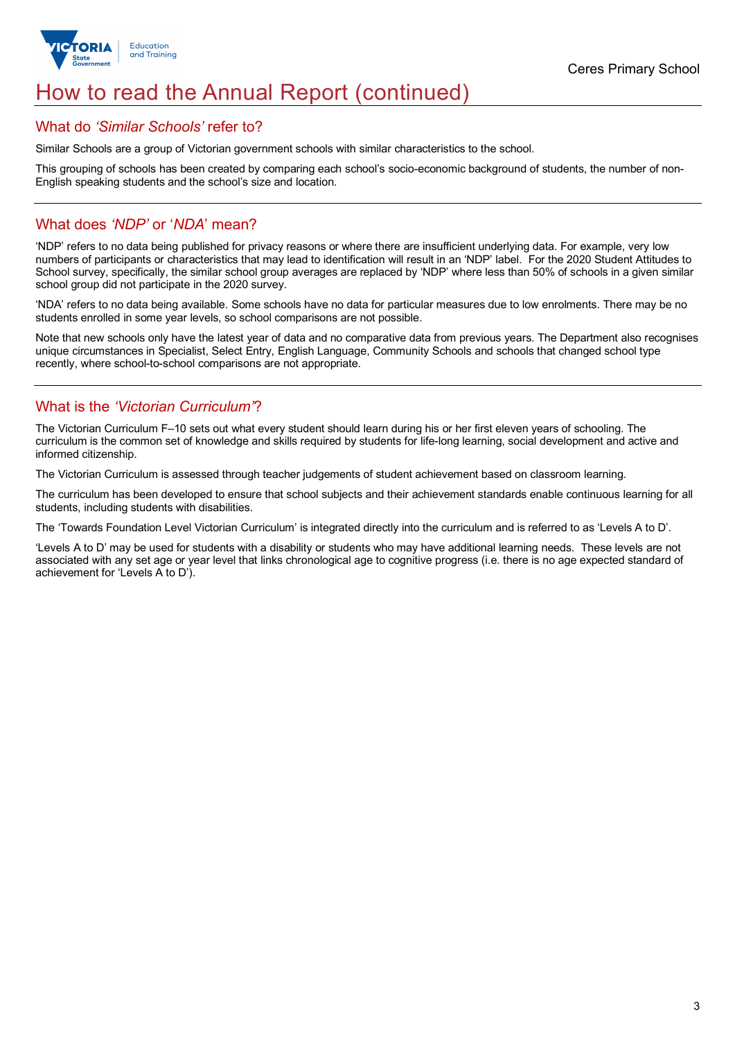# How to read the Annual Report (continued)

## What do *'Similar Schools'* refer to?

Similar Schools are a group of Victorian government schools with similar characteristics to the school.

This grouping of schools has been created by comparing each school's socio-economic background of students, the number of non-English speaking students and the school's size and location.

## What does *'NDP'* or '*NDA*' mean?

'NDP' refers to no data being published for privacy reasons or where there are insufficient underlying data. For example, very low numbers of participants or characteristics that may lead to identification will result in an 'NDP' label. For the 2020 Student Attitudes to School survey, specifically, the similar school group averages are replaced by 'NDP' where less than 50% of schools in a given similar school group did not participate in the 2020 survey.

'NDA' refers to no data being available. Some schools have no data for particular measures due to low enrolments. There may be no students enrolled in some year levels, so school comparisons are not possible.

Note that new schools only have the latest year of data and no comparative data from previous years. The Department also recognises unique circumstances in Specialist, Select Entry, English Language, Community Schools and schools that changed school type recently, where school-to-school comparisons are not appropriate.

## What is the *'Victorian Curriculum'*?

The Victorian Curriculum F–10 sets out what every student should learn during his or her first eleven years of schooling. The curriculum is the common set of knowledge and skills required by students for life-long learning, social development and active and informed citizenship.

The Victorian Curriculum is assessed through teacher judgements of student achievement based on classroom learning.

The curriculum has been developed to ensure that school subjects and their achievement standards enable continuous learning for all students, including students with disabilities.

The 'Towards Foundation Level Victorian Curriculum' is integrated directly into the curriculum and is referred to as 'Levels A to D'.

'Levels A to D' may be used for students with a disability or students who may have additional learning needs. These levels are not associated with any set age or year level that links chronological age to cognitive progress (i.e. there is no age expected standard of achievement for 'Levels A to D').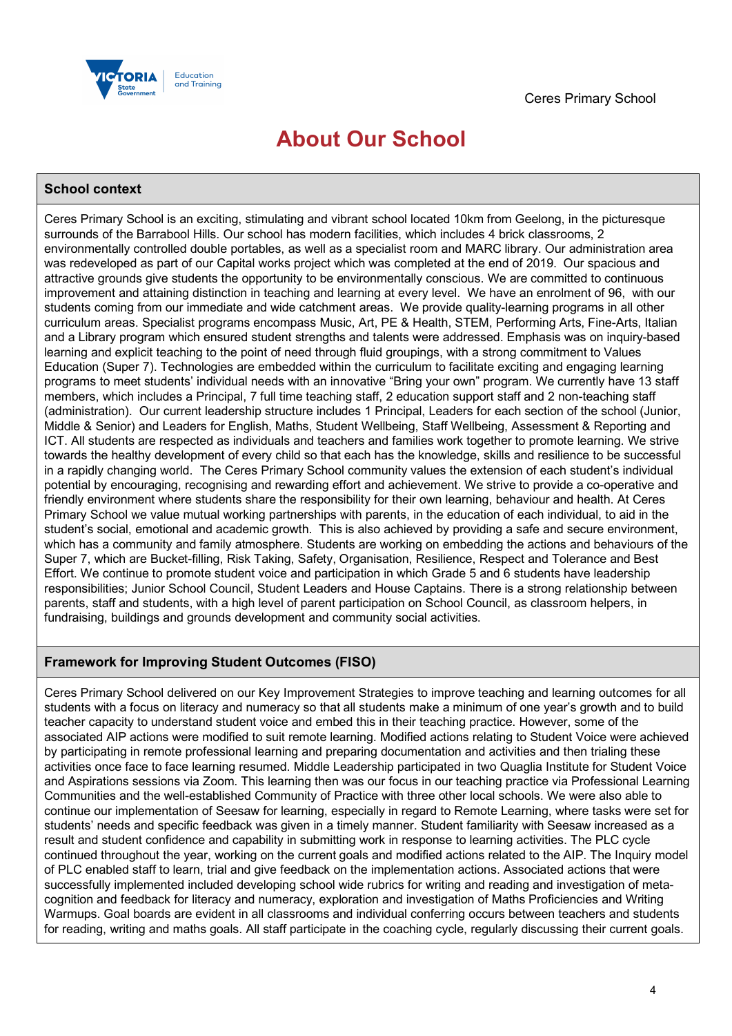# About Our School

## School context

Ceres Primary School is an exciting, stimulating and vibrant school located 10km from Geelong, in the picturesque surrounds of the Barrabool Hills. Our school has modern facilities, which includes 4 brick classrooms, 2 environmentally controlled double portables, as well as a specialist room and MARC library. Our administration area was redeveloped as part of our Capital works project which was completed at the end of 2019. Our spacious and attractive grounds give students the opportunity to be environmentally conscious. We are committed to continuous improvement and attaining distinction in teaching and learning at every level. We have an enrolment of 96, with our students coming from our immediate and wide catchment areas. We provide quality-learning programs in all other curriculum areas. Specialist programs encompass Music, Art, PE & Health, STEM, Performing Arts, Fine-Arts, Italian and a Library program which ensured student strengths and talents were addressed. Emphasis was on inquiry-based learning and explicit teaching to the point of need through fluid groupings, with a strong commitment to Values Education (Super 7). Technologies are embedded within the curriculum to facilitate exciting and engaging learning programs to meet students' individual needs with an innovative "Bring your own" program. We currently have 13 staff members, which includes a Principal, 7 full time teaching staff, 2 education support staff and 2 non-teaching staff (administration). Our current leadership structure includes 1 Principal, Leaders for each section of the school (Junior, Middle & Senior) and Leaders for English, Maths, Student Wellbeing, Staff Wellbeing, Assessment & Reporting and ICT. All students are respected as individuals and teachers and families work together to promote learning. We strive towards the healthy development of every child so that each has the knowledge, skills and resilience to be successful in a rapidly changing world. The Ceres Primary School community values the extension of each student's individual potential by encouraging, recognising and rewarding effort and achievement. We strive to provide a co-operative and friendly environment where students share the responsibility for their own learning, behaviour and health. At Ceres Primary School we value mutual working partnerships with parents, in the education of each individual, to aid in the student's social, emotional and academic growth. This is also achieved by providing a safe and secure environment, which has a community and family atmosphere. Students are working on embedding the actions and behaviours of the Super 7, which are Bucket-filling, Risk Taking, Safety, Organisation, Resilience, Respect and Tolerance and Best Effort. We continue to promote student voice and participation in which Grade 5 and 6 students have leadership responsibilities; Junior School Council, Student Leaders and House Captains. There is a strong relationship between parents, staff and students, with a high level of parent participation on School Council, as classroom helpers, in fundraising, buildings and grounds development and community social activities.

## Framework for Improving Student Outcomes (FISO)

Ceres Primary School delivered on our Key Improvement Strategies to improve teaching and learning outcomes for all students with a focus on literacy and numeracy so that all students make a minimum of one year's growth and to build teacher capacity to understand student voice and embed this in their teaching practice. However, some of the associated AIP actions were modified to suit remote learning. Modified actions relating to Student Voice were achieved by participating in remote professional learning and preparing documentation and activities and then trialing these activities once face to face learning resumed. Middle Leadership participated in two Quaglia Institute for Student Voice and Aspirations sessions via Zoom. This learning then was our focus in our teaching practice via Professional Learning Communities and the well-established Community of Practice with three other local schools. We were also able to continue our implementation of Seesaw for learning, especially in regard to Remote Learning, where tasks were set for students' needs and specific feedback was given in a timely manner. Student familiarity with Seesaw increased as a result and student confidence and capability in submitting work in response to learning activities. The PLC cycle continued throughout the year, working on the current goals and modified actions related to the AIP. The Inquiry model of PLC enabled staff to learn, trial and give feedback on the implementation actions. Associated actions that were successfully implemented included developing school wide rubrics for writing and reading and investigation of meta-cognition and feedback for literacy and numeracy, exploration and investigation of Maths Proficiencies and Writing Warmups. Goal boards are evident in all classrooms and individual conferring occurs between teachers and students for reading, writing and maths goals. All staff participate in the coaching cycle, regularly discussing their current goals.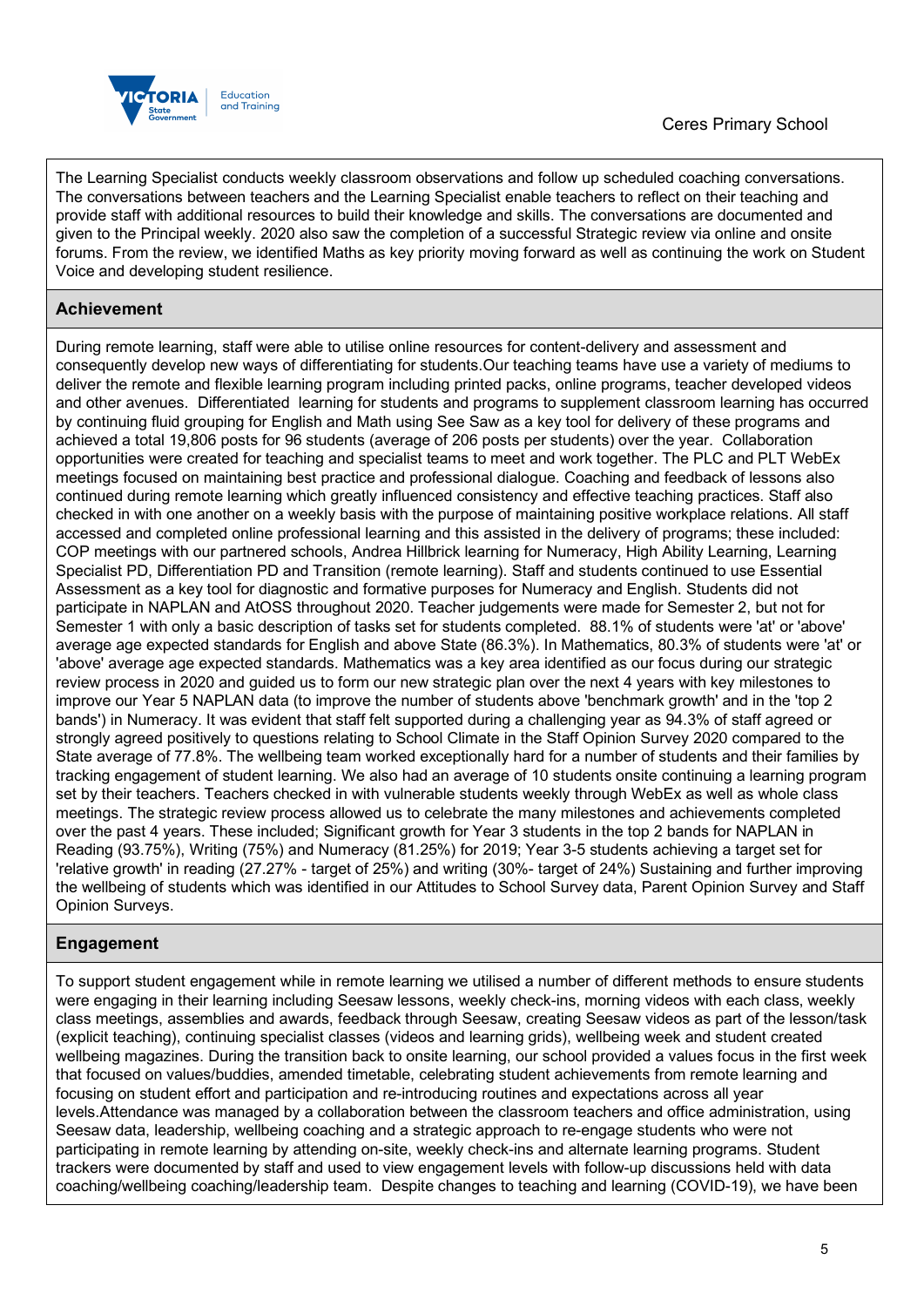The Learning Specialist conducts weekly classroom observations and follow up scheduled coaching conversations. The conversations between teachers and the Learning Specialist enable teachers to reflect on their teaching and provide staff with additional resources to build their knowledge and skills. The conversations are documented and given to the Principal weekly. 2020 also saw the completion of a successful Strategic review via online and onsite forums. From the review, we identified Maths as key priority moving forward as well as continuing the work on Student Voice and developing student resilience.

## Achievement

During remote learning, staff were able to utilise online resources for content-delivery and assessment and consequently develop new ways of differentiating for students.Our teaching teams have use a variety of mediums to deliver the remote and flexible learning program including printed packs, online programs, teacher developed videos and other avenues. Differentiated learning for students and programs to supplement classroom learning has occurred by continuing fluid grouping for English and Math using See Saw as a key tool for delivery of these programs and achieved a total 19,806 posts for 96 students (average of 206 posts per students) over the year. Collaboration opportunities were created for teaching and specialist teams to meet and work together. The PLC and PLT WebEx meetings focused on maintaining best practice and professional dialogue. Coaching and feedback of lessons also continued during remote learning which greatly influenced consistency and effective teaching practices. Staff also checked in with one another on a weekly basis with the purpose of maintaining positive workplace relations. All staff accessed and completed online professional learning and this assisted in the delivery of programs; these included: COP meetings with our partnered schools, Andrea Hillbrick learning for Numeracy, High Ability Learning, Learning Specialist PD, Differentiation PD and Transition (remote learning). Staff and students continued to use Essential Assessment as a key tool for diagnostic and formative purposes for Numeracy and English. Students did not participate in NAPLAN and AtOSS throughout 2020. Teacher judgements were made for Semester 2, but not for Semester 1 with only a basic description of tasks set for students completed. 88.1% of students were 'at' or 'above' average age expected standards for English and above State (86.3%). In Mathematics, 80.3% of students were 'at' or 'above' average age expected standards. Mathematics was a key area identified as our focus during our strategic review process in 2020 and guided us to form our new strategic plan over the next 4 years with key milestones to improve our Year 5 NAPLAN data (to improve the number of students above 'benchmark growth' and in the 'top 2 bands') in Numeracy. It was evident that staff felt supported during a challenging year as 94.3% of staff agreed or strongly agreed positively to questions relating to School Climate in the Staff Opinion Survey 2020 compared to the State average of 77.8%. The wellbeing team worked exceptionally hard for a number of students and their families by tracking engagement of student learning. We also had an average of 10 students onsite continuing a learning program set by their teachers. Teachers checked in with vulnerable students weekly through WebEx as well as whole class meetings. The strategic review process allowed us to celebrate the many milestones and achievements completed over the past 4 years. These included; Significant growth for Year 3 students in the top 2 bands for NAPLAN in Reading (93.75%), Writing (75%) and Numeracy (81.25%) for 2019; Year 3-5 students achieving a target set for 'relative growth' in reading (27.27% - target of 25%) and writing (30%- target of 24%) Sustaining and further improving the wellbeing of students which was identified in our Attitudes to School Survey data, Parent Opinion Survey and Staff Opinion Surveys.

## Engagement

To support student engagement while in remote learning we utilised a number of different methods to ensure students were engaging in their learning including Seesaw lessons, weekly check-ins, morning videos with each class, weekly class meetings, assemblies and awards, feedback through Seesaw, creating Seesaw videos as part of the lesson/task (explicit teaching), continuing specialist classes (videos and learning grids), wellbeing week and student created wellbeing magazines. During the transition back to onsite learning, our school provided a values focus in the first week that focused on values/buddies, amended timetable, celebrating student achievements from remote learning and focusing on student effort and participation and re-introducing routines and expectations across all year levels.Attendance was managed by a collaboration between the classroom teachers and office administration, using Seesaw data, leadership, wellbeing coaching and a strategic approach to re-engage students who were not participating in remote learning by attending on-site, weekly check-ins and alternate learning programs. Student trackers were documented by staff and used to view engagement levels with follow-up discussions held with data coaching/wellbeing coaching/leadership team. Despite changes to teaching and learning (COVID-19), we have been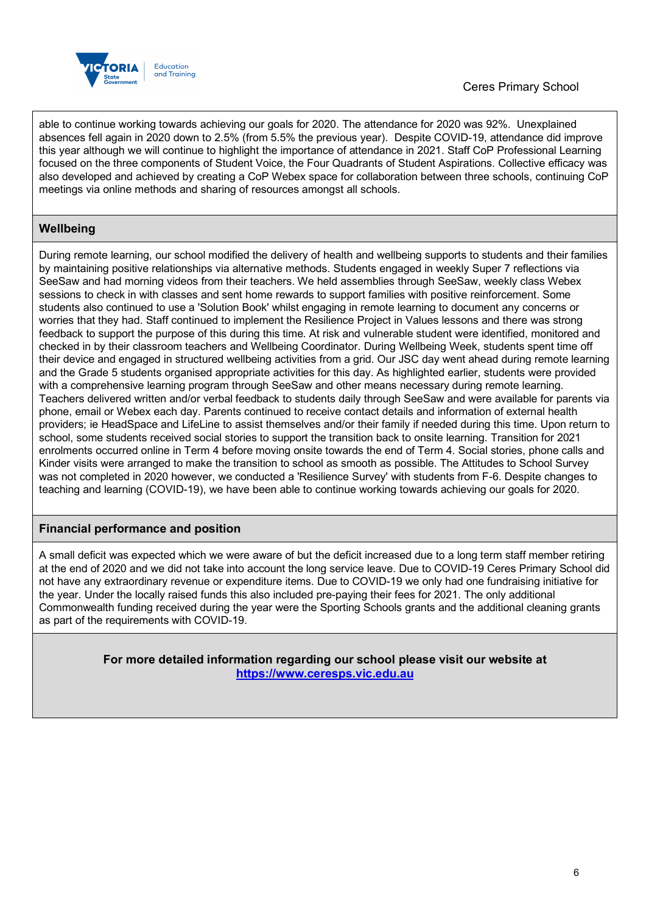able to continue working towards achieving our goals for 2020. The attendance for 2020 was 92%. Unexplained absences fell again in 2020 down to 2.5% (from 5.5% the previous year). Despite COVID-19, attendance did improve this year although we will continue to highlight the importance of attendance in 2021. Staff CoP Professional Learning focused on the three components of Student Voice, the Four Quadrants of Student Aspirations. Collective efficacy was also developed and achieved by creating a CoP Webex space for collaboration between three schools, continuing CoP meetings via online methods and sharing of resources amongst all schools.

## Wellbeing

During remote learning, our school modified the delivery of health and wellbeing supports to students and their families by maintaining positive relationships via alternative methods. Students engaged in weekly Super 7 reflections via SeeSaw and had morning videos from their teachers. We held assemblies through SeeSaw, weekly class Webex sessions to check in with classes and sent home rewards to support families with positive reinforcement. Some students also continued to use a 'Solution Book' whilst engaging in remote learning to document any concerns or worries that they had. Staff continued to implement the Resilience Project in Values lessons and there was strong feedback to support the purpose of this during this time. At risk and vulnerable student were identified, monitored and checked in by their classroom teachers and Wellbeing Coordinator. During Wellbeing Week, students spent time off their device and engaged in structured wellbeing activities from a grid. Our JSC day went ahead during remote learning and the Grade 5 students organised appropriate activities for this day. As highlighted earlier, students were provided with a comprehensive learning program through SeeSaw and other means necessary during remote learning. Teachers delivered written and/or verbal feedback to students daily through SeeSaw and were available for parents via phone, email or Webex each day. Parents continued to receive contact details and information of external health providers; ie HeadSpace and LifeLine to assist themselves and/or their family if needed during this time. Upon return to school, some students received social stories to support the transition back to onsite learning. Transition for 2021 enrolments occurred online in Term 4 before moving onsite towards the end of Term 4. Social stories, phone calls and Kinder visits were arranged to make the transition to school as smooth as possible. The Attitudes to School Survey was not completed in 2020 however, we conducted a 'Resilience Survey' with students from F-6. Despite changes to teaching and learning (COVID-19), we have been able to continue working towards achieving our goals for 2020.

## Financial performance and position

A small deficit was expected which we were aware of but the deficit increased due to a long term staff member retiring at the end of 2020 and we did not take into account the long service leave. Due to COVID-19 Ceres Primary School did not have any extraordinary revenue or expenditure items. Due to COVID-19 we only had one fundraising initiative for the year. Under the locally raised funds this also included pre-paying their fees for 2021. The only additional Commonwealth funding received during the year were the Sporting Schools grants and the additional cleaning grants as part of the requirements with COVID-19.

**For more detailed information regarding our school please visit our website at [https://www.ceresps.vic.edu.au](https://www.ceresps.vic.edu.au)**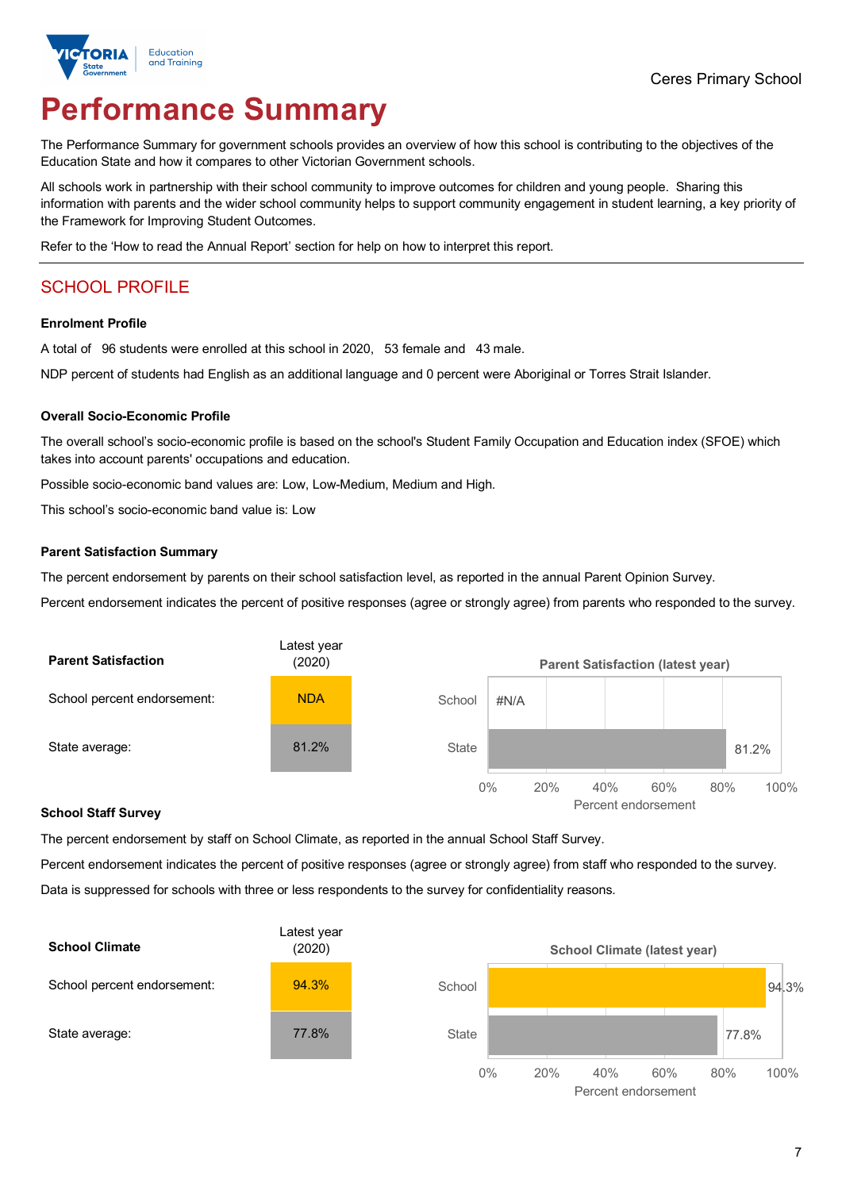# Performance Summary

The Performance Summary for government schools provides an overview of how this school is contributing to the objectives of the Education State and how it compares to other Victorian Government schools.

All schools work in partnership with their school community to improve outcomes for children and young people. Sharing this information with parents and the wider school community helps to support community engagement in student learning, a key priority of the Framework for Improving Student Outcomes.

Refer to the 'How to read the Annual Report' section for help on how to interpret this report.

## SCHOOL PROFILE

### Enrolment Profile

A total of 96 students were enrolled at this school in 2020, 53 female and 43 male.

NDP percent of students had English as an additional language and 0 percent were Aboriginal or Torres Strait Islander.

### Overall Socio-Economic Profile

The overall school's socio-economic profile is based on the school's Student Family Occupation and Education index (SFOE) which takes into account parents' occupations and education.

Possible socio-economic band values are: Low, Low-Medium, Medium and High.

This school's socio-economic band value is: Low

### Parent Satisfaction Summary

The percent endorsement by parents on their school satisfaction level, as reported in the annual Parent Opinion Survey.

Percent endorsement indicates the percent of positive responses (agree or strongly agree) from parents who responded to the survey.

| Parent Satisfaction | Latest year (2020) |
|---|---|
| School percent endorsement: | NDA |
| State average: | 81.2% |

Parent Satisfaction (latest year)

| | Percent endorsement |
|---|---|
| School | #N/A |
| State | 81.2% |

### School Staff Survey

The percent endorsement by staff on School Climate, as reported in the annual School Staff Survey.

Percent endorsement indicates the percent of positive responses (agree or strongly agree) from staff who responded to the survey.

Data is suppressed for schools with three or less respondents to the survey for confidentiality reasons.

| School Climate | Latest year (2020) |
|---|---|
| School percent endorsement: | 94.3% |
| State average: | 77.8% |

School Climate (latest year)

| | Percent endorsement |
|---|---|
| School | 94.3% |
| State | 77.8% |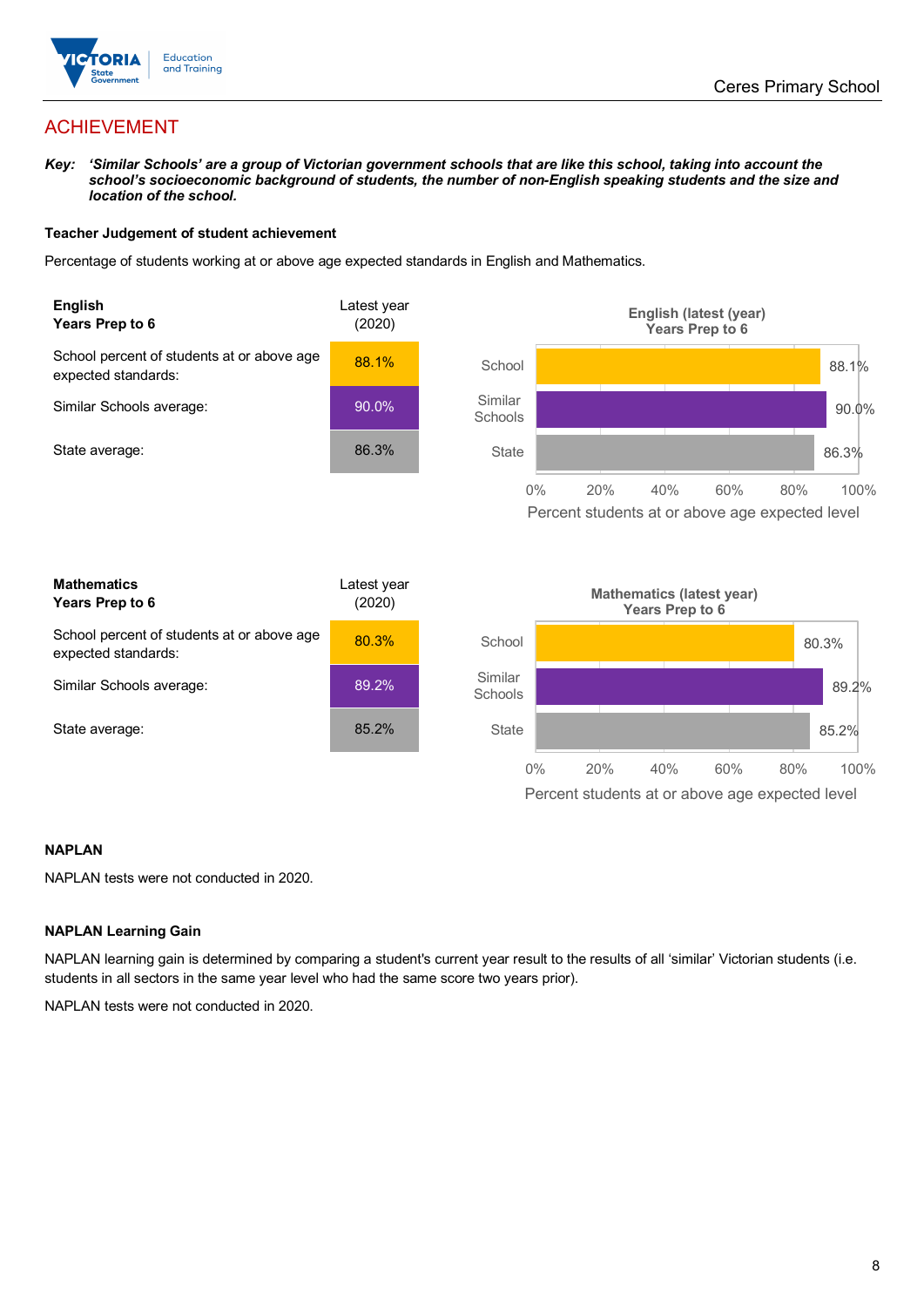# ACHIEVEMENT

***Key:** 'Similar Schools' are a group of Victorian government schools that are like this school, taking into account the school's socioeconomic background of students, the number of non-English speaking students and the size and location of the school.*

### Teacher Judgement of student achievement

Percentage of students working at or above age expected standards in English and Mathematics.

| **English**<br>**Years Prep to 6** | Latest year (2020) |
|---|---|
| School percent of students at or above age expected standards: | 88.1% |
| Similar Schools average: | 90.0% |
| State average: | 86.3% |

**English (latest (year)**
**Years Prep to 6**

| | Percent students at or above age expected level |
|---|---|
| School | 88.1% |
| Similar Schools | 90.0% |
| State | 86.3% |

| **Mathematics**<br>**Years Prep to 6** | Latest year (2020) |
|---|---|
| School percent of students at or above age expected standards: | 80.3% |
| Similar Schools average: | 89.2% |
| State average: | 85.2% |

**Mathematics (latest year)**
**Years Prep to 6**

| | Percent students at or above age expected level |
|---|---|
| School | 80.3% |
| Similar Schools | 89.2% |
| State | 85.2% |

### NAPLAN

NAPLAN tests were not conducted in 2020.

### NAPLAN Learning Gain

NAPLAN learning gain is determined by comparing a student's current year result to the results of all 'similar' Victorian students (i.e. students in all sectors in the same year level who had the same score two years prior).

NAPLAN tests were not conducted in 2020.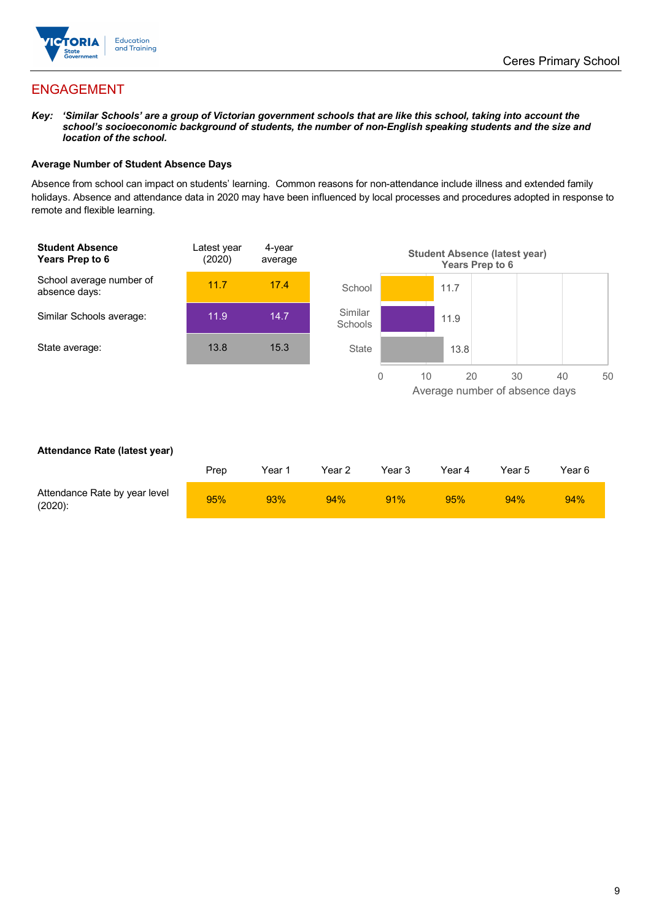## ENGAGEMENT

***Key:** 'Similar Schools' are a group of Victorian government schools that are like this school, taking into account the school's socioeconomic background of students, the number of non-English speaking students and the size and location of the school.*

### Average Number of Student Absence Days

Absence from school can impact on students' learning. Common reasons for non-attendance include illness and extended family holidays. Absence and attendance data in 2020 may have been influenced by local processes and procedures adopted in response to remote and flexible learning.

| **Student Absence Years Prep to 6** | Latest year (2020) | 4-year average |
|---|---|---|
| School average number of absence days: | 11.7 | 17.4 |
| Similar Schools average: | 11.9 | 14.7 |
| State average: | 13.8 | 15.3 |

**Student Absence (latest year) Years Prep to 6**

| | Average number of absence days |
|---|---|
| School | 11.7 |
| Similar Schools | 11.9 |
| State | 13.8 |

### Attendance Rate (latest year)

| | Prep | Year 1 | Year 2 | Year 3 | Year 4 | Year 5 | Year 6 |
|---|---|---|---|---|---|---|---|
| Attendance Rate by year level (2020): | 95% | 93% | 94% | 91% | 95% | 94% | 94% |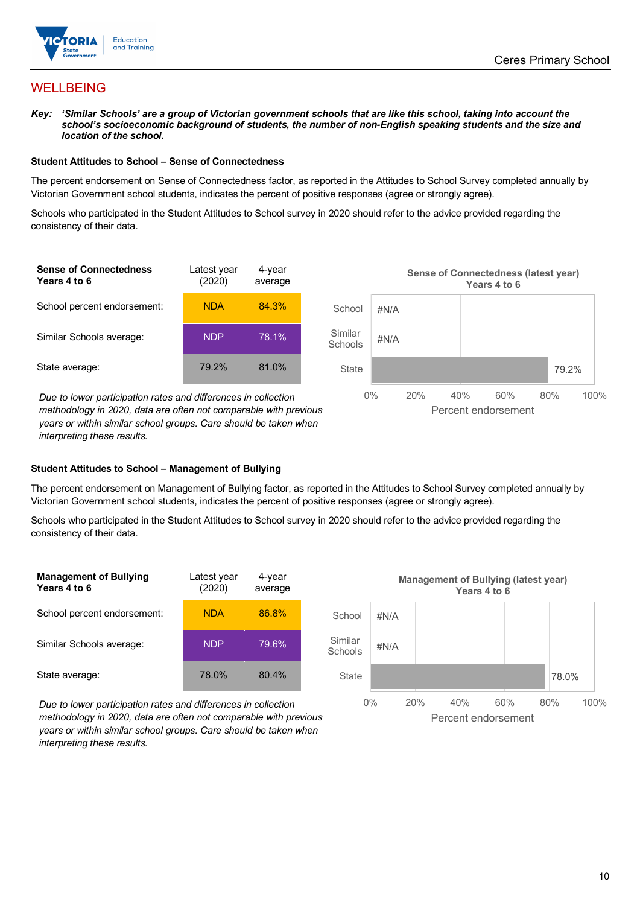## WELLBEING

***Key:*** ***'Similar Schools' are a group of Victorian government schools that are like this school, taking into account the school's socioeconomic background of students, the number of non-English speaking students and the size and location of the school.***

### Student Attitudes to School – Sense of Connectedness

The percent endorsement on Sense of Connectedness factor, as reported in the Attitudes to School Survey completed annually by Victorian Government school students, indicates the percent of positive responses (agree or strongly agree).

Schools who participated in the Student Attitudes to School survey in 2020 should refer to the advice provided regarding the consistency of their data.

| **Sense of Connectedness Years 4 to 6** | Latest year (2020) | 4-year average |
|---|---|---|
| School percent endorsement: | NDA | 84.3% |
| Similar Schools average: | NDP | 78.1% |
| State average: | 79.2% | 81.0% |

*Due to lower participation rates and differences in collection methodology in 2020, data are often not comparable with previous years or within similar school groups. Care should be taken when interpreting these results.*

**Sense of Connectedness (latest year) Years 4 to 6**

| | Percent endorsement |
|---|---|
| School | #N/A |
| Similar Schools | #N/A |
| State | 79.2% |

### Student Attitudes to School – Management of Bullying

The percent endorsement on Management of Bullying factor, as reported in the Attitudes to School Survey completed annually by Victorian Government school students, indicates the percent of positive responses (agree or strongly agree).

Schools who participated in the Student Attitudes to School survey in 2020 should refer to the advice provided regarding the consistency of their data.

| **Management of Bullying Years 4 to 6** | Latest year (2020) | 4-year average |
|---|---|---|
| School percent endorsement: | NDA | 86.8% |
| Similar Schools average: | NDP | 79.6% |
| State average: | 78.0% | 80.4% |

*Due to lower participation rates and differences in collection methodology in 2020, data are often not comparable with previous years or within similar school groups. Care should be taken when interpreting these results.*

**Management of Bullying (latest year) Years 4 to 6**

| | Percent endorsement |
|---|---|
| School | #N/A |
| Similar Schools | #N/A |
| State | 78.0% |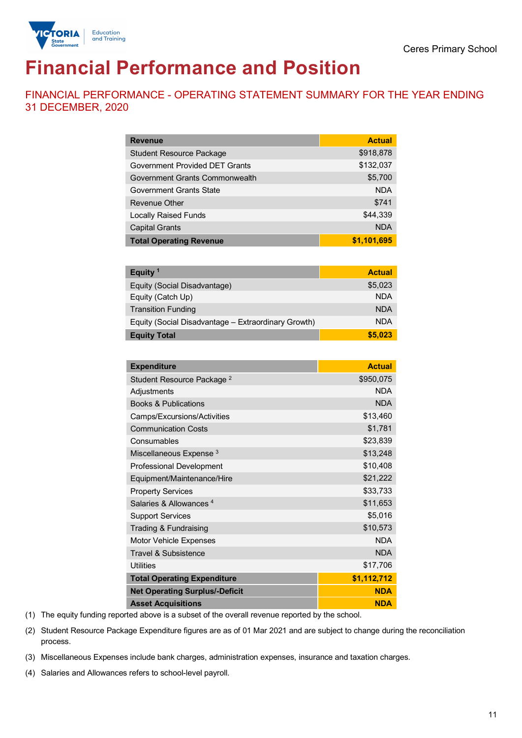Ceres Primary School

# Financial Performance and Position

## FINANCIAL PERFORMANCE - OPERATING STATEMENT SUMMARY FOR THE YEAR ENDING 31 DECEMBER, 2020

| Revenue | Actual |
|---|---|
| Student Resource Package | $918,878 |
| Government Provided DET Grants | $132,037 |
| Government Grants Commonwealth | $5,700 |
| Government Grants State | NDA |
| Revenue Other | $741 |
| Locally Raised Funds | $44,339 |
| Capital Grants | NDA |
| **Total Operating Revenue** | **$1,101,695** |

| Equity [1] | Actual |
|---|---|
| Equity (Social Disadvantage) | $5,023 |
| Equity (Catch Up) | NDA |
| Transition Funding | NDA |
| Equity (Social Disadvantage – Extraordinary Growth) | NDA |
| **Equity Total** | **$5,023** |

| Expenditure | Actual |
|---|---|
| Student Resource Package [2] | $950,075 |
| Adjustments | NDA |
| Books & Publications | NDA |
| Camps/Excursions/Activities | $13,460 |
| Communication Costs | $1,781 |
| Consumables | $23,839 |
| Miscellaneous Expense [3] | $13,248 |
| Professional Development | $10,408 |
| Equipment/Maintenance/Hire | $21,222 |
| Property Services | $33,733 |
| Salaries & Allowances [4] | $11,653 |
| Support Services | $5,016 |
| Trading & Fundraising | $10,573 |
| Motor Vehicle Expenses | NDA |
| Travel & Subsistence | NDA |
| Utilities | $17,706 |
| **Total Operating Expenditure** | **$1,112,712** |
| **Net Operating Surplus/-Deficit** | **NDA** |
| **Asset Acquisitions** | **NDA** |

(1) The equity funding reported above is a subset of the overall revenue reported by the school.

(2) Student Resource Package Expenditure figures are as of 01 Mar 2021 and are subject to change during the reconciliation process.

(3) Miscellaneous Expenses include bank charges, administration expenses, insurance and taxation charges.

(4) Salaries and Allowances refers to school-level payroll.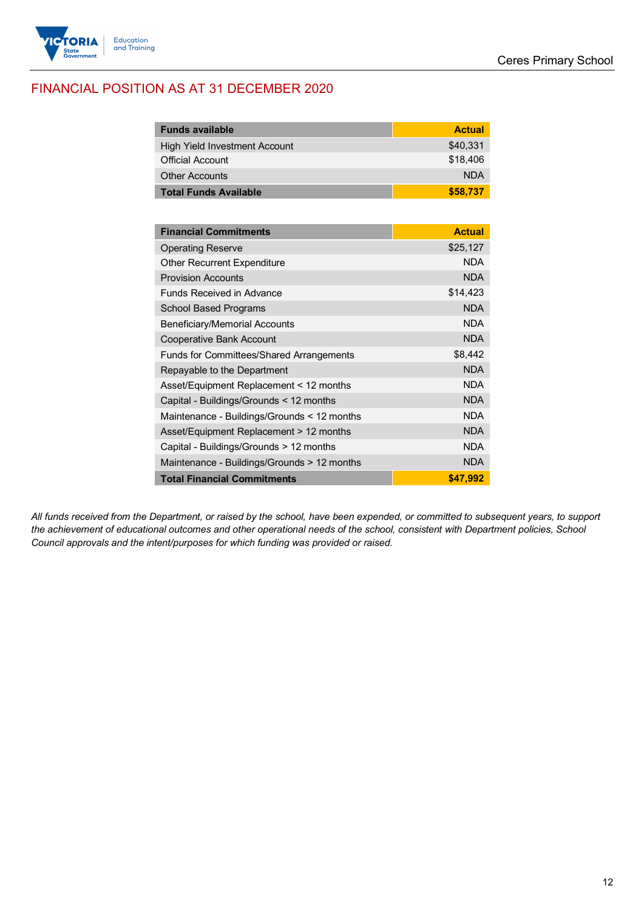# FINANCIAL POSITION AS AT 31 DECEMBER 2020

| Funds available | Actual |
|---|---|
| High Yield Investment Account | $40,331 |
| Official Account | $18,406 |
| Other Accounts | NDA |
| **Total Funds Available** | **$58,737** |

| Financial Commitments | Actual |
|---|---|
| Operating Reserve | $25,127 |
| Other Recurrent Expenditure | NDA |
| Provision Accounts | NDA |
| Funds Received in Advance | $14,423 |
| School Based Programs | NDA |
| Beneficiary/Memorial Accounts | NDA |
| Cooperative Bank Account | NDA |
| Funds for Committees/Shared Arrangements | $8,442 |
| Repayable to the Department | NDA |
| Asset/Equipment Replacement < 12 months | NDA |
| Capital - Buildings/Grounds < 12 months | NDA |
| Maintenance - Buildings/Grounds < 12 months | NDA |
| Asset/Equipment Replacement > 12 months | NDA |
| Capital - Buildings/Grounds > 12 months | NDA |
| Maintenance - Buildings/Grounds > 12 months | NDA |
| **Total Financial Commitments** | **$47,992** |

*All funds received from the Department, or raised by the school, have been expended, or committed to subsequent years, to support the achievement of educational outcomes and other operational needs of the school, consistent with Department policies, School Council approvals and the intent/purposes for which funding was provided or raised.*